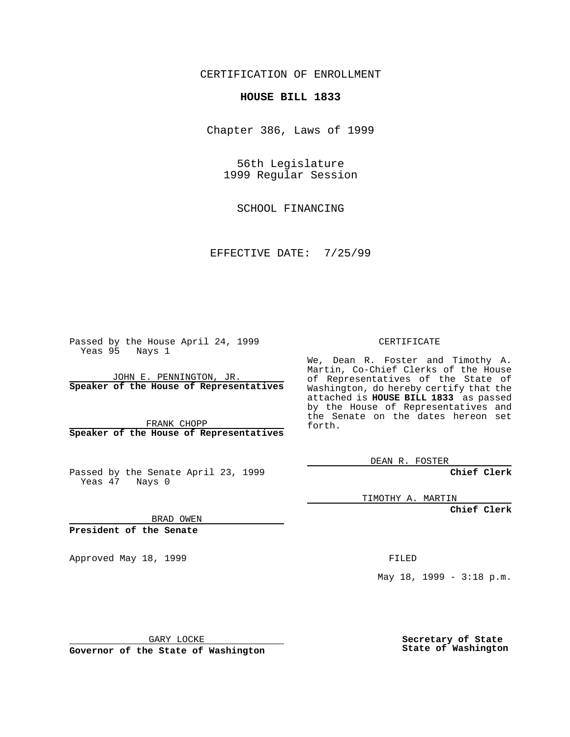CERTIFICATION OF ENROLLMENT

**HOUSE BILL 1833**

Chapter 386, Laws of 1999

56th Legislature
1999 Regular Session

SCHOOL FINANCING

EFFECTIVE DATE: 7/25/99

Passed by the House April 24, 1999
Yeas 95 Nays 1

JOHN E. PENNINGTON, JR.
**Speaker of the House of Representatives**

FRANK CHOPP
**Speaker of the House of Representatives**

Passed by the Senate April 23, 1999
Yeas 47 Nays 0

BRAD OWEN
**President of the Senate**

Approved May 18, 1999

GARY LOCKE
**Governor of the State of Washington**

CERTIFICATE

We, Dean R. Foster and Timothy A. Martin, Co-Chief Clerks of the House of Representatives of the State of Washington, do hereby certify that the attached is **HOUSE BILL 1833** as passed by the House of Representatives and the Senate on the dates hereon set forth.

DEAN R. FOSTER
**Chief Clerk**

TIMOTHY A. MARTIN
**Chief Clerk**

FILED

May 18, 1999 - 3:18 p.m.

**Secretary of State**
**State of Washington**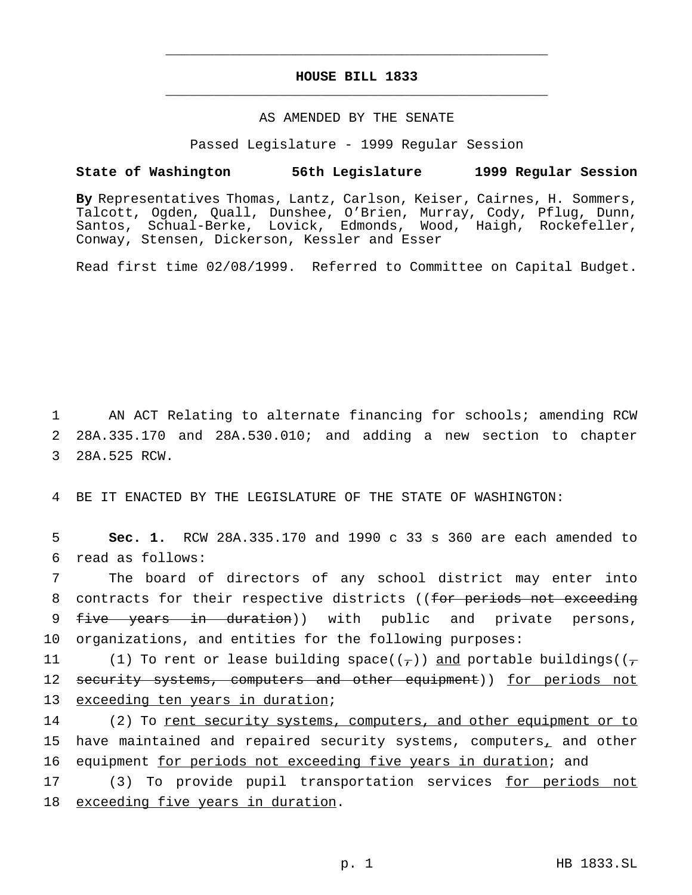# HOUSE BILL 1833

AS AMENDED BY THE SENATE

Passed Legislature - 1999 Regular Session

**State of Washington 56th Legislature 1999 Regular Session**

**By** Representatives Thomas, Lantz, Carlson, Keiser, Cairnes, H. Sommers, Talcott, Ogden, Quall, Dunshee, O'Brien, Murray, Cody, Pflug, Dunn, Santos, Schual-Berke, Lovick, Edmonds, Wood, Haigh, Rockefeller, Conway, Stensen, Dickerson, Kessler and Esser

Read first time 02/08/1999. Referred to Committee on Capital Budget.

1 AN ACT Relating to alternate financing for schools; amending RCW
2 28A.335.170 and 28A.530.010; and adding a new section to chapter
3 28A.525 RCW.

4 BE IT ENACTED BY THE LEGISLATURE OF THE STATE OF WASHINGTON:

5 **Sec. 1.** RCW 28A.335.170 and 1990 c 33 s 360 are each amended to
6 read as follows:

7 The board of directors of any school district may enter into
8 contracts for their respective districts ((~~for periods not exceeding~~
9 ~~five years in duration~~)) with public and private persons,
10 organizations, and entities for the following purposes:

11 (1) To rent or lease building space((~~,~~)) <u>and</u> portable buildings((~~,~~
12 ~~security systems, computers and other equipment~~)) <u>for periods not</u>
13 <u>exceeding ten years in duration</u>;

14 (2) To <u>rent security systems, computers, and other equipment or to</u>
15 have maintained and repaired security systems, computers<u>,</u> and other
16 equipment <u>for periods not exceeding five years in duration</u>; and

17 (3) To provide pupil transportation services <u>for periods not</u>
18 <u>exceeding five years in duration</u>.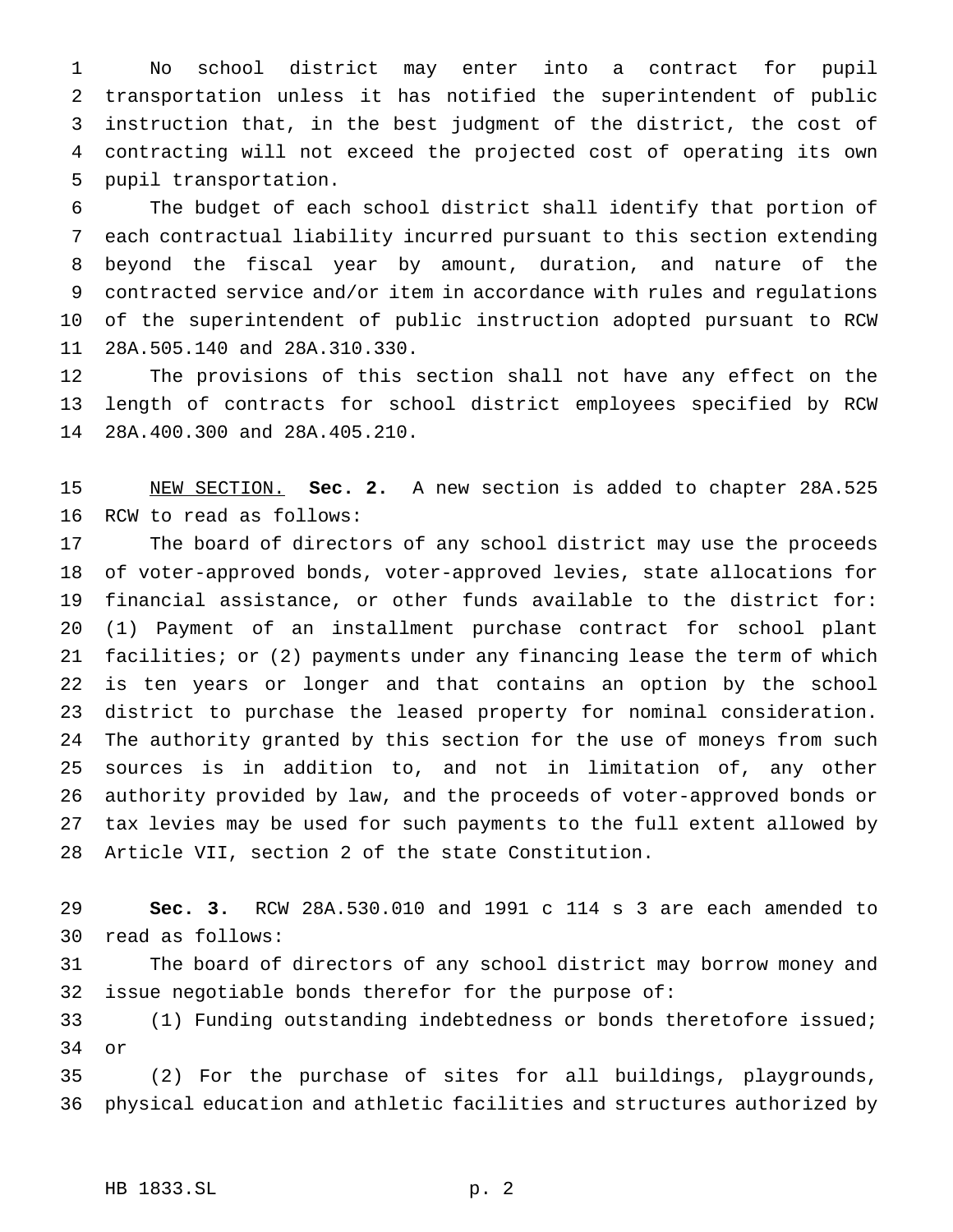No school district may enter into a contract for pupil transportation unless it has notified the superintendent of public instruction that, in the best judgment of the district, the cost of contracting will not exceed the projected cost of operating its own pupil transportation.

The budget of each school district shall identify that portion of each contractual liability incurred pursuant to this section extending beyond the fiscal year by amount, duration, and nature of the contracted service and/or item in accordance with rules and regulations of the superintendent of public instruction adopted pursuant to RCW 28A.505.140 and 28A.310.330.

The provisions of this section shall not have any effect on the length of contracts for school district employees specified by RCW 28A.400.300 and 28A.405.210.

NEW SECTION. **Sec. 2.** A new section is added to chapter 28A.525 RCW to read as follows:

The board of directors of any school district may use the proceeds of voter-approved bonds, voter-approved levies, state allocations for financial assistance, or other funds available to the district for: (1) Payment of an installment purchase contract for school plant facilities; or (2) payments under any financing lease the term of which is ten years or longer and that contains an option by the school district to purchase the leased property for nominal consideration. The authority granted by this section for the use of moneys from such sources is in addition to, and not in limitation of, any other authority provided by law, and the proceeds of voter-approved bonds or tax levies may be used for such payments to the full extent allowed by Article VII, section 2 of the state Constitution.

**Sec. 3.** RCW 28A.530.010 and 1991 c 114 s 3 are each amended to read as follows:

The board of directors of any school district may borrow money and issue negotiable bonds therefor for the purpose of:

(1) Funding outstanding indebtedness or bonds theretofore issued; or

(2) For the purchase of sites for all buildings, playgrounds, physical education and athletic facilities and structures authorized by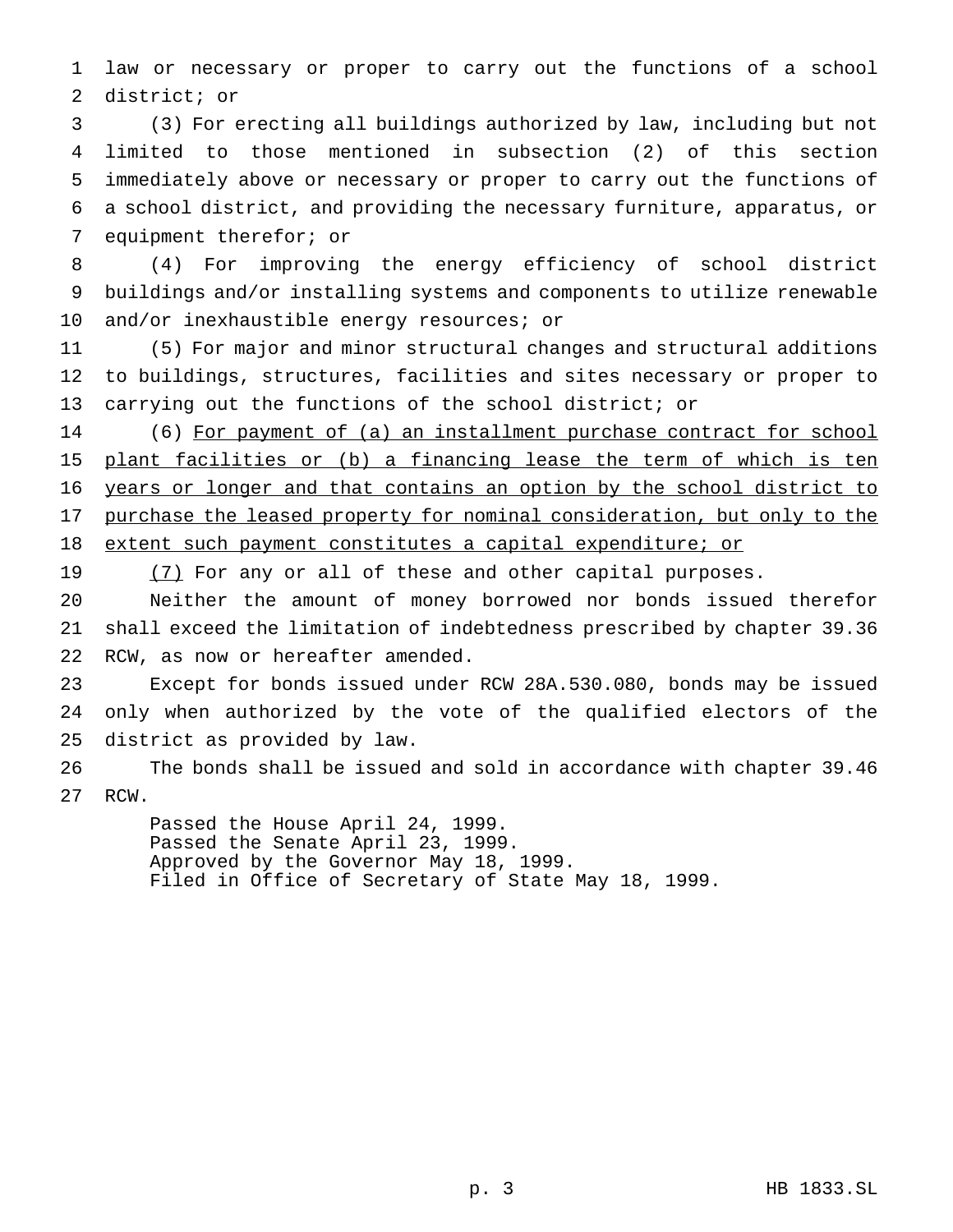law or necessary or proper to carry out the functions of a school district; or

(3) For erecting all buildings authorized by law, including but not limited to those mentioned in subsection (2) of this section immediately above or necessary or proper to carry out the functions of a school district, and providing the necessary furniture, apparatus, or equipment therefor; or

(4) For improving the energy efficiency of school district buildings and/or installing systems and components to utilize renewable and/or inexhaustible energy resources; or

(5) For major and minor structural changes and structural additions to buildings, structures, facilities and sites necessary or proper to carrying out the functions of the school district; or

(6) <u>For payment of (a) an installment purchase contract for school plant facilities or (b) a financing lease the term of which is ten years or longer and that contains an option by the school district to purchase the leased property for nominal consideration, but only to the extent such payment constitutes a capital expenditure; or</u>

<u>(7)</u> For any or all of these and other capital purposes.

Neither the amount of money borrowed nor bonds issued therefor shall exceed the limitation of indebtedness prescribed by chapter 39.36 RCW, as now or hereafter amended.

Except for bonds issued under RCW 28A.530.080, bonds may be issued only when authorized by the vote of the qualified electors of the district as provided by law.

The bonds shall be issued and sold in accordance with chapter 39.46 RCW.

Passed the House April 24, 1999.
Passed the Senate April 23, 1999.
Approved by the Governor May 18, 1999.
Filed in Office of Secretary of State May 18, 1999.